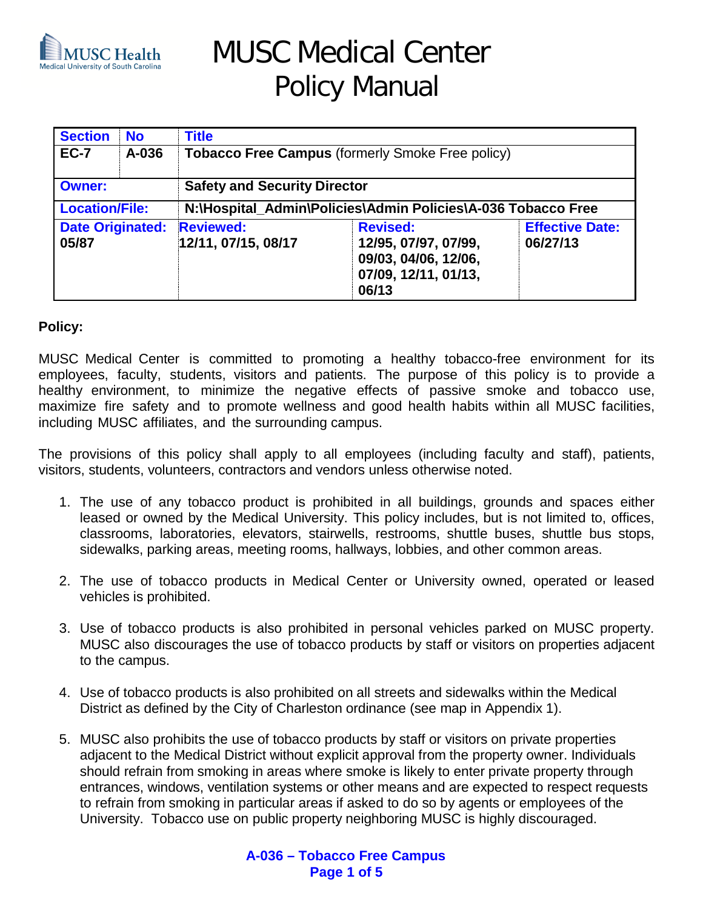# MUSC Medical Center Policy Manual

| Section | No | Title | | |
|---|---|---|---|---|
| **EC-7** | **A-036** | **Tobacco Free Campus** (formerly Smoke Free policy) | | |
| **Owner:** | | **Safety and Security Director** | | |
| **Location/File:** | | **N:\Hospital_Admin\Policies\Admin Policies\A-036 Tobacco Free** | | |
| **Date Originated:** 05/87 | | **Reviewed:** 12/11, 07/15, 08/17 | **Revised:** 12/95, 07/97, 07/99, 09/03, 04/06, 12/06, 07/09, 12/11, 01/13, 06/13 | **Effective Date:** 06/27/13 |

**Policy:**

MUSC Medical Center is committed to promoting a healthy tobacco-free environment for its employees, faculty, students, visitors and patients. The purpose of this policy is to provide a healthy environment, to minimize the negative effects of passive smoke and tobacco use, maximize fire safety and to promote wellness and good health habits within all MUSC facilities, including MUSC affiliates, and the surrounding campus.

The provisions of this policy shall apply to all employees (including faculty and staff), patients, visitors, students, volunteers, contractors and vendors unless otherwise noted.

1. The use of any tobacco product is prohibited in all buildings, grounds and spaces either leased or owned by the Medical University. This policy includes, but is not limited to, offices, classrooms, laboratories, elevators, stairwells, restrooms, shuttle buses, shuttle bus stops, sidewalks, parking areas, meeting rooms, hallways, lobbies, and other common areas.

2. The use of tobacco products in Medical Center or University owned, operated or leased vehicles is prohibited.

3. Use of tobacco products is also prohibited in personal vehicles parked on MUSC property. MUSC also discourages the use of tobacco products by staff or visitors on properties adjacent to the campus.

4. Use of tobacco products is also prohibited on all streets and sidewalks within the Medical District as defined by the City of Charleston ordinance (see map in Appendix 1).

5. MUSC also prohibits the use of tobacco products by staff or visitors on private properties adjacent to the Medical District without explicit approval from the property owner. Individuals should refrain from smoking in areas where smoke is likely to enter private property through entrances, windows, ventilation systems or other means and are expected to respect requests to refrain from smoking in particular areas if asked to do so by agents or employees of the University. Tobacco use on public property neighboring MUSC is highly discouraged.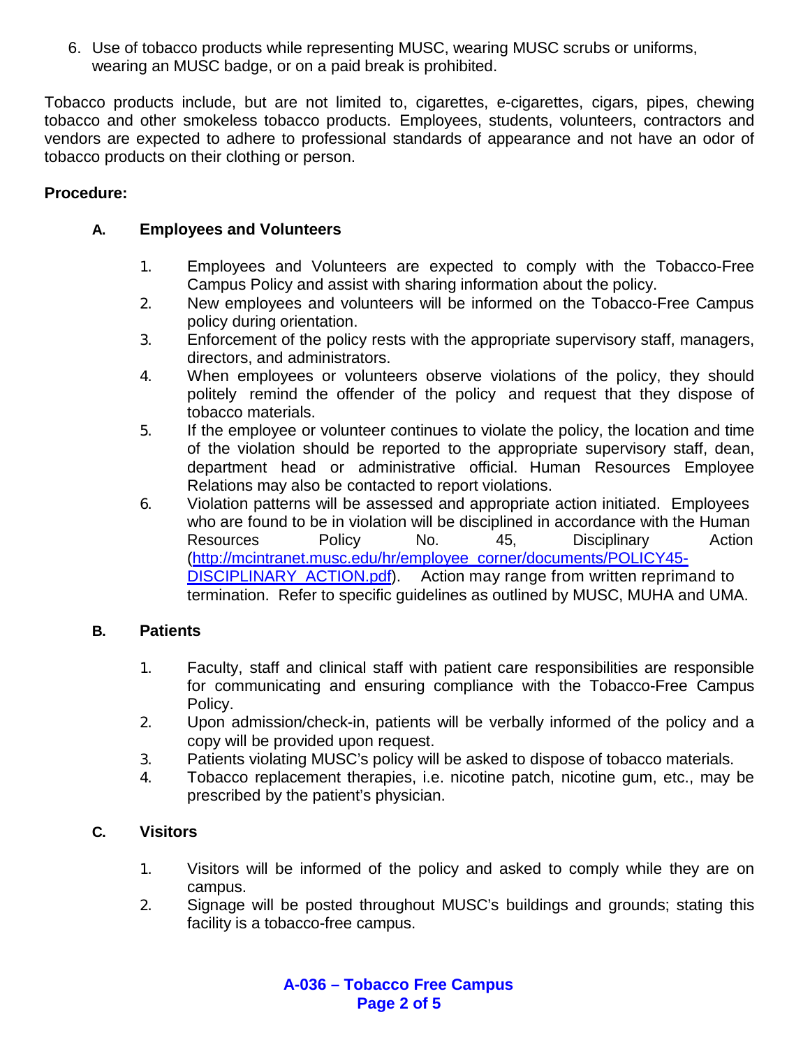6. Use of tobacco products while representing MUSC, wearing MUSC scrubs or uniforms, wearing an MUSC badge, or on a paid break is prohibited.

Tobacco products include, but are not limited to, cigarettes, e-cigarettes, cigars, pipes, chewing tobacco and other smokeless tobacco products. Employees, students, volunteers, contractors and vendors are expected to adhere to professional standards of appearance and not have an odor of tobacco products on their clothing or person.

**Procedure:**

**A. Employees and Volunteers**

1. Employees and Volunteers are expected to comply with the Tobacco-Free Campus Policy and assist with sharing information about the policy.
2. New employees and volunteers will be informed on the Tobacco-Free Campus policy during orientation.
3. Enforcement of the policy rests with the appropriate supervisory staff, managers, directors, and administrators.
4. When employees or volunteers observe violations of the policy, they should politely remind the offender of the policy and request that they dispose of tobacco materials.
5. If the employee or volunteer continues to violate the policy, the location and time of the violation should be reported to the appropriate supervisory staff, dean, department head or administrative official. Human Resources Employee Relations may also be contacted to report violations.
6. Violation patterns will be assessed and appropriate action initiated. Employees who are found to be in violation will be disciplined in accordance with the Human Resources Policy No. 45, Disciplinary Action ([http://mcintranet.musc.edu/hr/employee_corner/documents/POLICY45-DISCIPLINARY_ACTION.pdf](http://mcintranet.musc.edu/hr/employee_corner/documents/POLICY45-DISCIPLINARY_ACTION.pdf)). Action may range from written reprimand to termination. Refer to specific guidelines as outlined by MUSC, MUHA and UMA.

**B. Patients**

1. Faculty, staff and clinical staff with patient care responsibilities are responsible for communicating and ensuring compliance with the Tobacco-Free Campus Policy.
2. Upon admission/check-in, patients will be verbally informed of the policy and a copy will be provided upon request.
3. Patients violating MUSC's policy will be asked to dispose of tobacco materials.
4. Tobacco replacement therapies, i.e. nicotine patch, nicotine gum, etc., may be prescribed by the patient's physician.

**C. Visitors**

1. Visitors will be informed of the policy and asked to comply while they are on campus.
2. Signage will be posted throughout MUSC's buildings and grounds; stating this facility is a tobacco-free campus.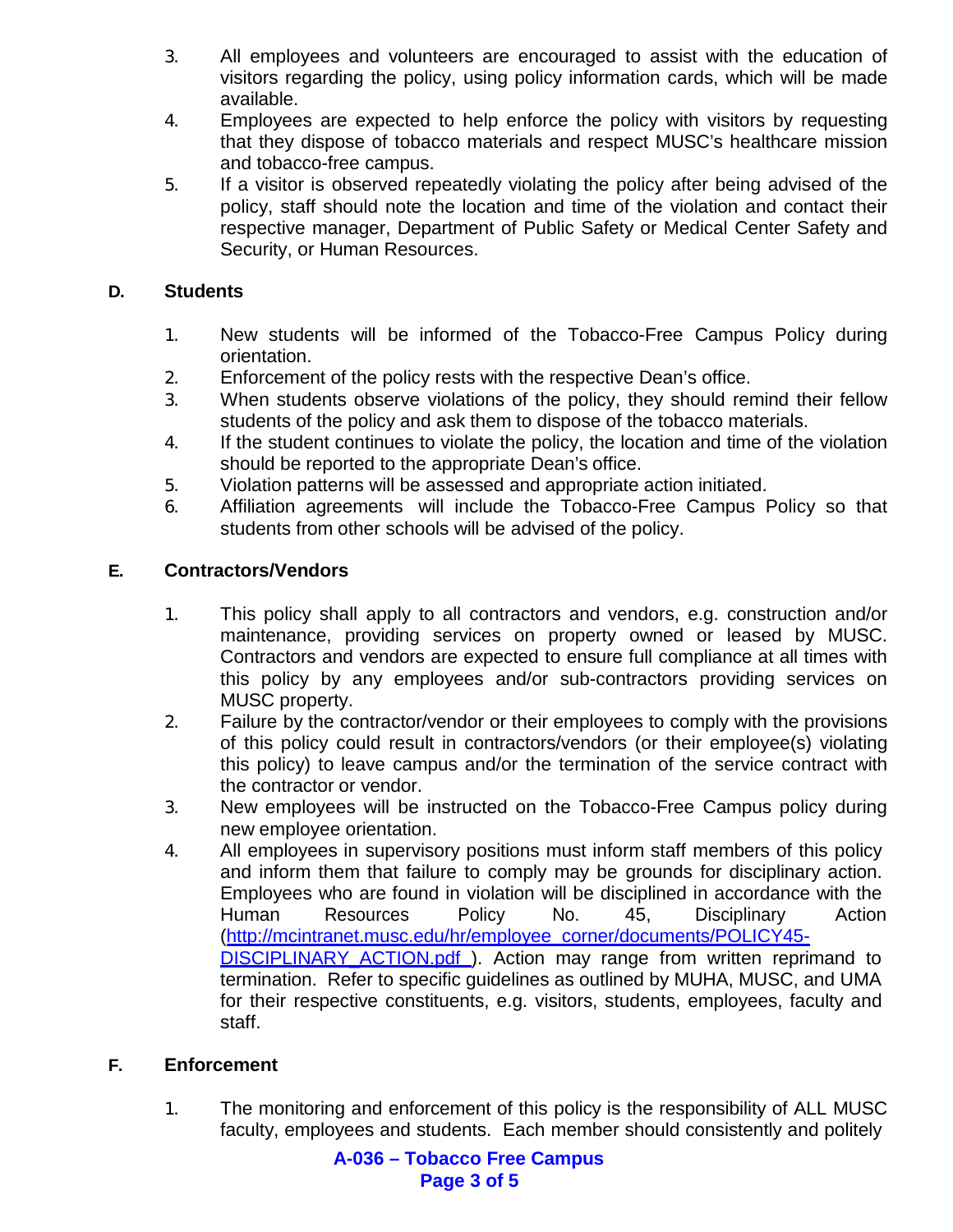3. All employees and volunteers are encouraged to assist with the education of visitors regarding the policy, using policy information cards, which will be made available.
4. Employees are expected to help enforce the policy with visitors by requesting that they dispose of tobacco materials and respect MUSC's healthcare mission and tobacco-free campus.
5. If a visitor is observed repeatedly violating the policy after being advised of the policy, staff should note the location and time of the violation and contact their respective manager, Department of Public Safety or Medical Center Safety and Security, or Human Resources.

### D. Students

1. New students will be informed of the Tobacco-Free Campus Policy during orientation.
2. Enforcement of the policy rests with the respective Dean's office.
3. When students observe violations of the policy, they should remind their fellow students of the policy and ask them to dispose of the tobacco materials.
4. If the student continues to violate the policy, the location and time of the violation should be reported to the appropriate Dean's office.
5. Violation patterns will be assessed and appropriate action initiated.
6. Affiliation agreements will include the Tobacco-Free Campus Policy so that students from other schools will be advised of the policy.

### E. Contractors/Vendors

1. This policy shall apply to all contractors and vendors, e.g. construction and/or maintenance, providing services on property owned or leased by MUSC. Contractors and vendors are expected to ensure full compliance at all times with this policy by any employees and/or sub-contractors providing services on MUSC property.
2. Failure by the contractor/vendor or their employees to comply with the provisions of this policy could result in contractors/vendors (or their employee(s) violating this policy) to leave campus and/or the termination of the service contract with the contractor or vendor.
3. New employees will be instructed on the Tobacco-Free Campus policy during new employee orientation.
4. All employees in supervisory positions must inform staff members of this policy and inform them that failure to comply may be grounds for disciplinary action. Employees who are found in violation will be disciplined in accordance with the Human Resources Policy No. 45, Disciplinary Action (http://mcintranet.musc.edu/hr/employee_corner/documents/POLICY45-DISCIPLINARY_ACTION.pdf ). Action may range from written reprimand to termination. Refer to specific guidelines as outlined by MUHA, MUSC, and UMA for their respective constituents, e.g. visitors, students, employees, faculty and staff.

### F. Enforcement

1. The monitoring and enforcement of this policy is the responsibility of ALL MUSC faculty, employees and students. Each member should consistently and politely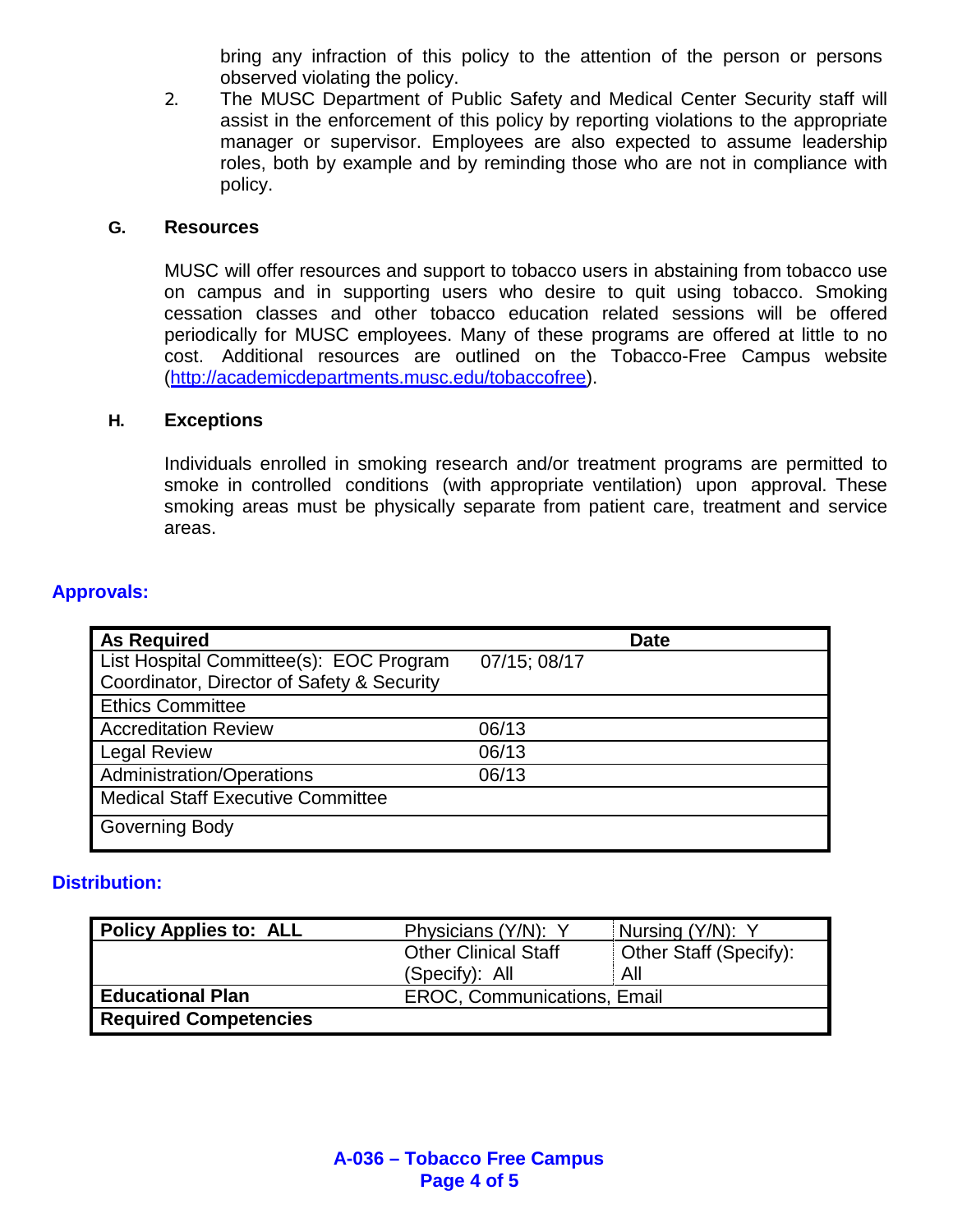bring any infraction of this policy to the attention of the person or persons observed violating the policy.

2. The MUSC Department of Public Safety and Medical Center Security staff will assist in the enforcement of this policy by reporting violations to the appropriate manager or supervisor. Employees are also expected to assume leadership roles, both by example and by reminding those who are not in compliance with policy.

**G. Resources**

MUSC will offer resources and support to tobacco users in abstaining from tobacco use on campus and in supporting users who desire to quit using tobacco. Smoking cessation classes and other tobacco education related sessions will be offered periodically for MUSC employees. Many of these programs are offered at little to no cost. Additional resources are outlined on the Tobacco-Free Campus website (http://academicdepartments.musc.edu/tobaccofree).

**H. Exceptions**

Individuals enrolled in smoking research and/or treatment programs are permitted to smoke in controlled conditions (with appropriate ventilation) upon approval. These smoking areas must be physically separate from patient care, treatment and service areas.

## Approvals:

| As Required | Date |
|---|---|
| List Hospital Committee(s): EOC Program Coordinator, Director of Safety & Security | 07/15; 08/17 |
| Ethics Committee | |
| Accreditation Review | 06/13 |
| Legal Review | 06/13 |
| Administration/Operations | 06/13 |
| Medical Staff Executive Committee | |
| Governing Body | |

## Distribution:

| Policy Applies to: ALL | Physicians (Y/N): Y | Nursing (Y/N): Y |
|---|---|---|
| | Other Clinical Staff (Specify): All | Other Staff (Specify): All |
| **Educational Plan** | EROC, Communications, Email | |
| **Required Competencies** | | |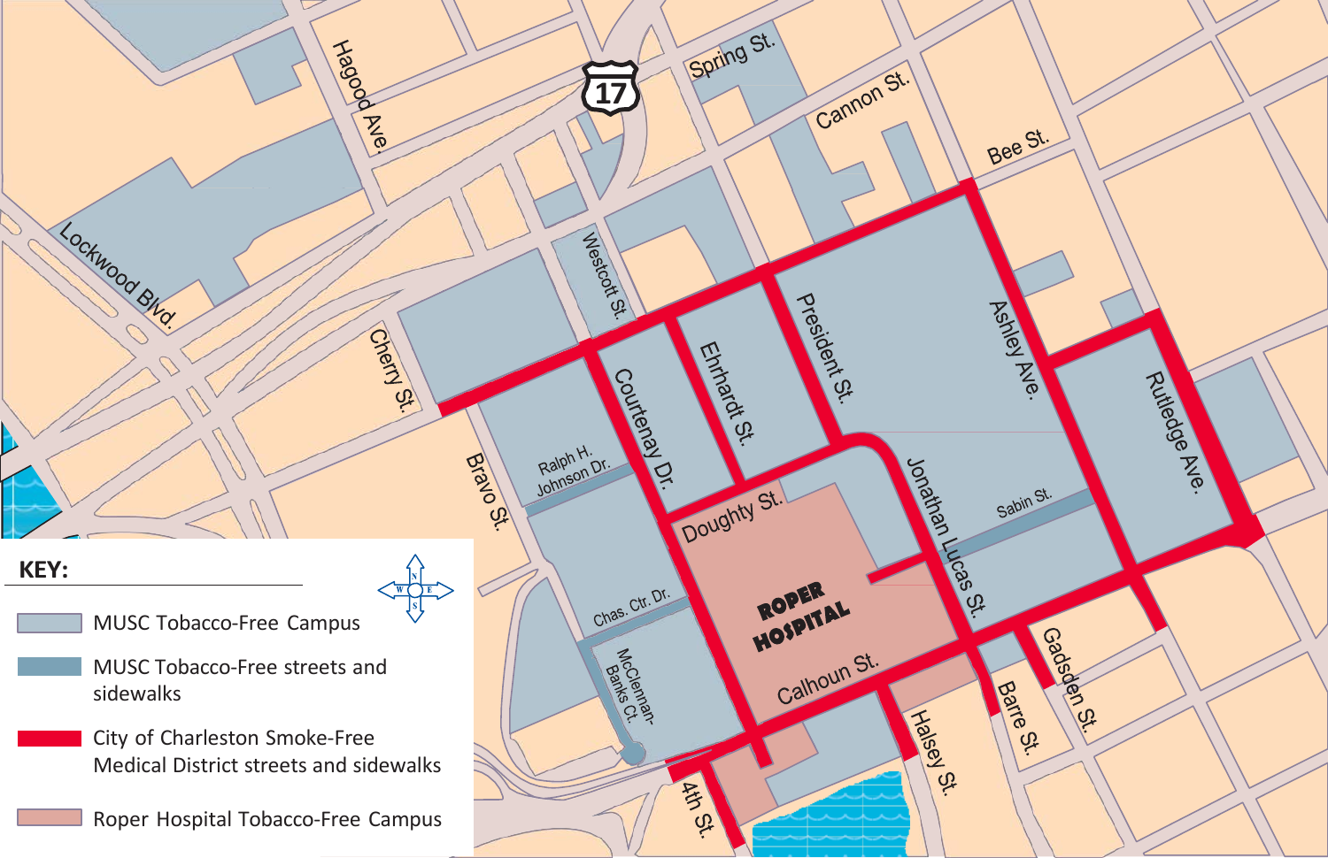KEY:

MUSC Tobacco-Free Campus

MUSC Tobacco-Free streets and sidewalks

City of Charleston Smoke-Free Medical District streets and sidewalks

Roper Hospital Tobacco-Free Campus

17

Spring St.

Cannon St.

Bee St.

Hagood Ave.

Lockwood Blvd.

Westcott St.

Cherry St.

Bravo St.

Ralph H. Johnson Dr.

Courtenay Dr.

Ehrhardt St.

President St.

Ashley Ave.

Rutledge Ave.

Doughty St.

Jonathan Lucas St.

Sabin St.

ROPER HOSPITAL

Chas. Ctr. Dr.

McClennan-Banks Ct.

Calhoun St.

Halsey St.

Barre St.

Gadsden St.

4th St.